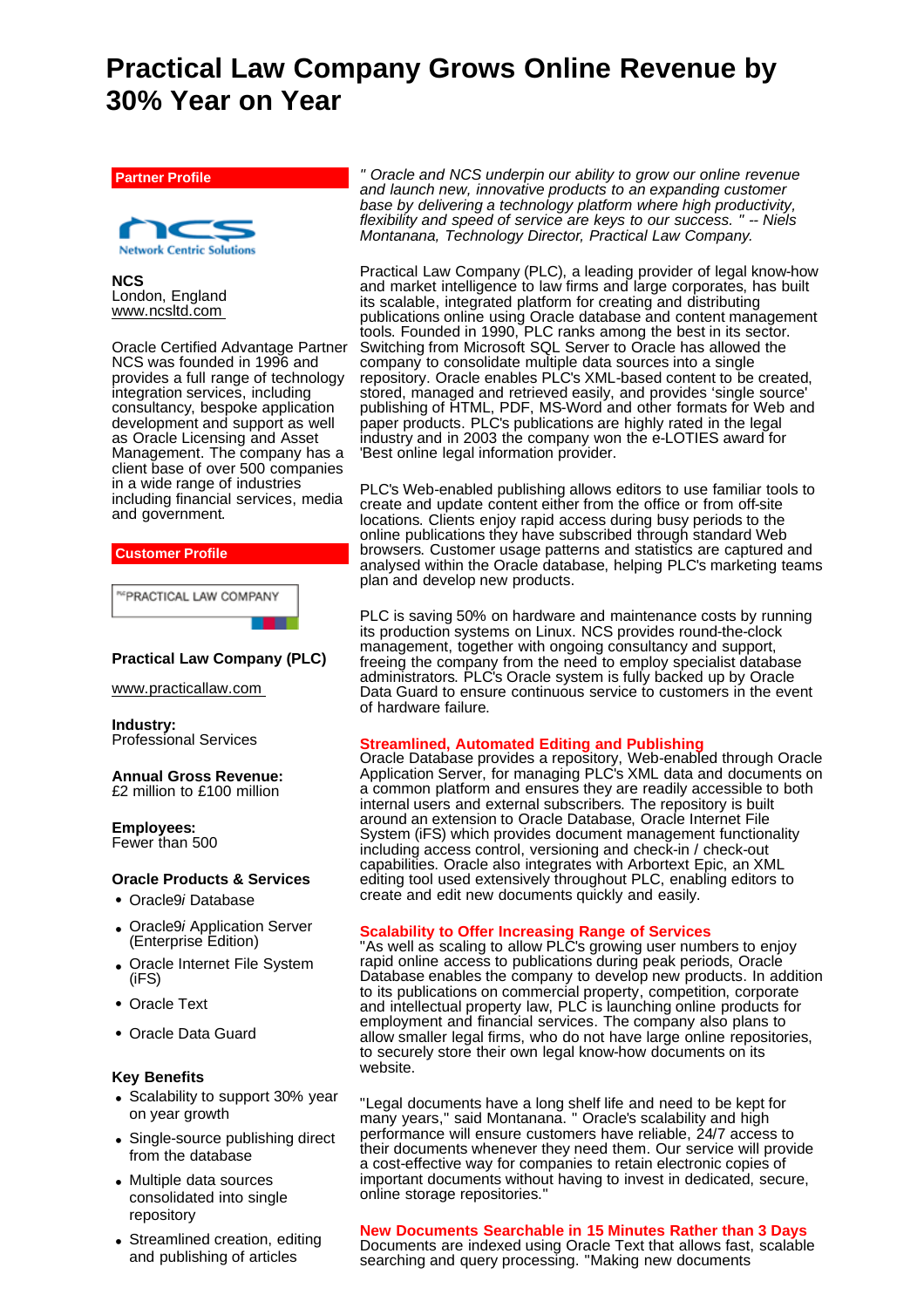# Practical Law Company Grows Online Revenue by 30% Year on Year

**Partner Profile**

**NCS**
London, England
www.ncsltd.com

Oracle Certified Advantage Partner NCS was founded in 1996 and provides a full range of technology integration services, including consultancy, bespoke application development and support as well as Oracle Licensing and Asset Management. The company has a client base of over 500 companies in a wide range of industries including financial services, media and government.

**Customer Profile**

**Practical Law Company (PLC)**

www.practicallaw.com

**Industry:**
Professional Services

**Annual Gross Revenue:**
£2 million to £100 million

**Employees:**
Fewer than 500

**Oracle Products & Services**

- Oracle9*i* Database
- Oracle9*i* Application Server (Enterprise Edition)
- Oracle Internet File System (iFS)
- Oracle Text
- Oracle Data Guard

**Key Benefits**

- Scalability to support 30% year on year growth
- Single-source publishing direct from the database
- Multiple data sources consolidated into single repository
- Streamlined creation, editing and publishing of articles

*" Oracle and NCS underpin our ability to grow our online revenue and launch new, innovative products to an expanding customer base by delivering a technology platform where high productivity, flexibility and speed of service are keys to our success. " -- Niels Montanana, Technology Director, Practical Law Company.*

Practical Law Company (PLC), a leading provider of legal know-how and market intelligence to law firms and large corporates, has built its scalable, integrated platform for creating and distributing publications online using Oracle database and content management tools. Founded in 1990, PLC ranks among the best in its sector. Switching from Microsoft SQL Server to Oracle has allowed the company to consolidate multiple data sources into a single repository. Oracle enables PLC's XML-based content to be created, stored, managed and retrieved easily, and provides 'single source' publishing of HTML, PDF, MS-Word and other formats for Web and paper products. PLC's publications are highly rated in the legal industry and in 2003 the company won the e-LOTIES award for 'Best online legal information provider.

PLC's Web-enabled publishing allows editors to use familiar tools to create and update content either from the office or from off-site locations. Clients enjoy rapid access during busy periods to the online publications they have subscribed through standard Web browsers. Customer usage patterns and statistics are captured and analysed within the Oracle database, helping PLC's marketing teams plan and develop new products.

PLC is saving 50% on hardware and maintenance costs by running its production systems on Linux. NCS provides round-the-clock management, together with ongoing consultancy and support, freeing the company from the need to employ specialist database administrators. PLC's Oracle system is fully backed up by Oracle Data Guard to ensure continuous service to customers in the event of hardware failure.

## Streamlined, Automated Editing and Publishing

Oracle Database provides a repository, Web-enabled through Oracle Application Server, for managing PLC's XML data and documents on a common platform and ensures they are readily accessible to both internal users and external subscribers. The repository is built around an extension to Oracle Database, Oracle Internet File System (iFS) which provides document management functionality including access control, versioning and check-in / check-out capabilities. Oracle also integrates with Arbortext Epic, an XML editing tool used extensively throughout PLC, enabling editors to create and edit new documents quickly and easily.

## Scalability to Offer Increasing Range of Services

"As well as scaling to allow PLC's growing user numbers to enjoy rapid online access to publications during peak periods, Oracle Database enables the company to develop new products. In addition to its publications on commercial property, competition, corporate and intellectual property law, PLC is launching online products for employment and financial services. The company also plans to allow smaller legal firms, who do not have large online repositories, to securely store their own legal know-how documents on its website.

"Legal documents have a long shelf life and need to be kept for many years," said Montanana. " Oracle's scalability and high performance will ensure customers have reliable, 24/7 access to their documents whenever they need them. Our service will provide a cost-effective way for companies to retain electronic copies of important documents without having to invest in dedicated, secure, online storage repositories."

## New Documents Searchable in 15 Minutes Rather than 3 Days

Documents are indexed using Oracle Text that allows fast, scalable searching and query processing. "Making new documents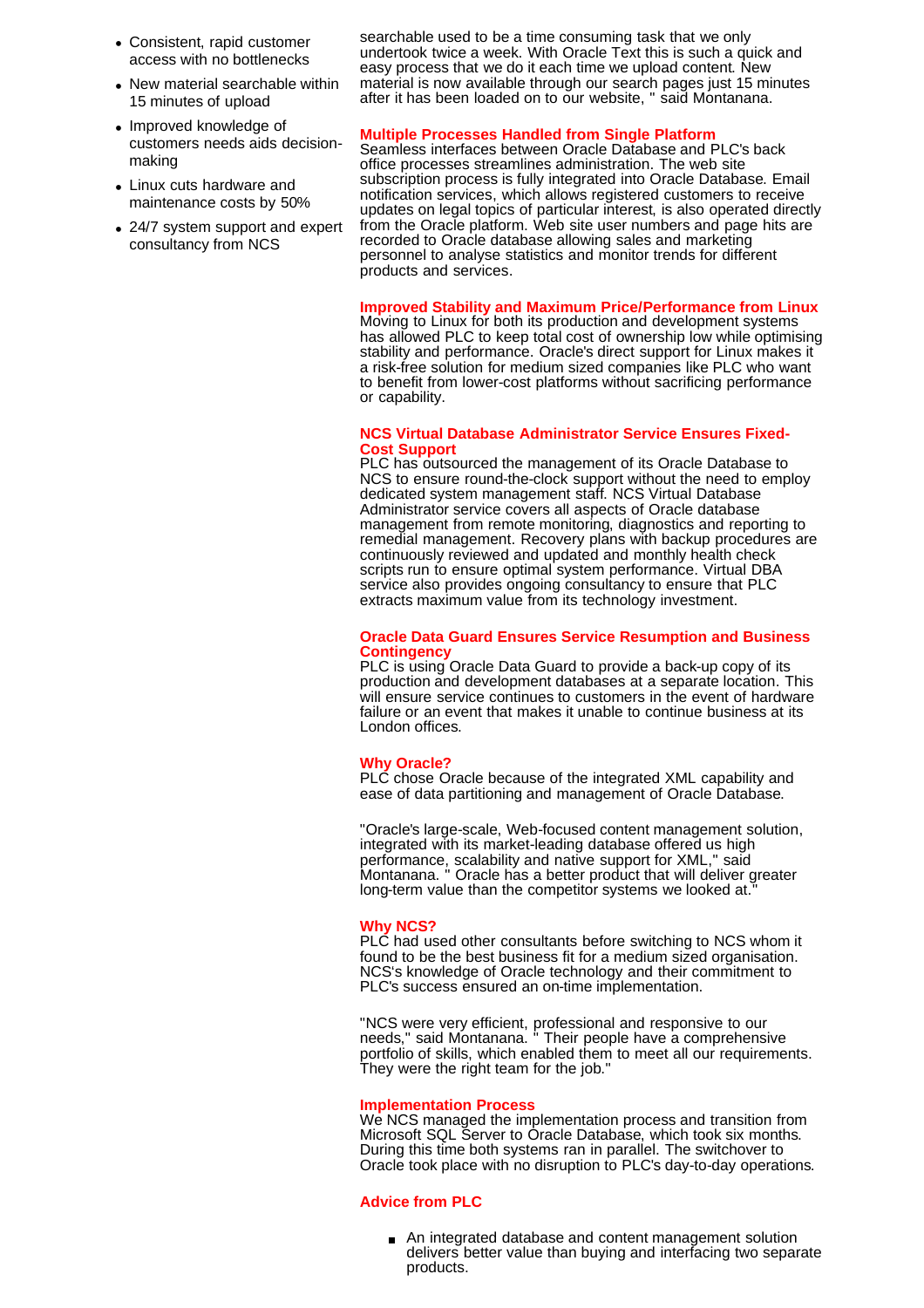- Consistent, rapid customer access with no bottlenecks
- New material searchable within 15 minutes of upload
- Improved knowledge of customers needs aids decision-making
- Linux cuts hardware and maintenance costs by 50%
- 24/7 system support and expert consultancy from NCS

searchable used to be a time consuming task that we only undertook twice a week. With Oracle Text this is such a quick and easy process that we do it each time we upload content. New material is now available through our search pages just 15 minutes after it has been loaded on to our website, " said Montanana.

**Multiple Processes Handled from Single Platform**

Seamless interfaces between Oracle Database and PLC's back office processes streamlines administration. The web site subscription process is fully integrated into Oracle Database. Email notification services, which allows registered customers to receive updates on legal topics of particular interest, is also operated directly from the Oracle platform. Web site user numbers and page hits are recorded to Oracle database allowing sales and marketing personnel to analyse statistics and monitor trends for different products and services.

**Improved Stability and Maximum Price/Performance from Linux**

Moving to Linux for both its production and development systems has allowed PLC to keep total cost of ownership low while optimising stability and performance. Oracle's direct support for Linux makes it a risk-free solution for medium sized companies like PLC who want to benefit from lower-cost platforms without sacrificing performance or capability.

**NCS Virtual Database Administrator Service Ensures Fixed-Cost Support**

PLC has outsourced the management of its Oracle Database to NCS to ensure round-the-clock support without the need to employ dedicated system management staff. NCS Virtual Database Administrator service covers all aspects of Oracle database management from remote monitoring, diagnostics and reporting to remedial management. Recovery plans with backup procedures are continuously reviewed and updated and monthly health check scripts run to ensure optimal system performance. Virtual DBA service also provides ongoing consultancy to ensure that PLC extracts maximum value from its technology investment.

**Oracle Data Guard Ensures Service Resumption and Business Contingency**

PLC is using Oracle Data Guard to provide a back-up copy of its production and development databases at a separate location. This will ensure service continues to customers in the event of hardware failure or an event that makes it unable to continue business at its London offices.

**Why Oracle?**

PLC chose Oracle because of the integrated XML capability and ease of data partitioning and management of Oracle Database.

"Oracle's large-scale, Web-focused content management solution, integrated with its market-leading database offered us high performance, scalability and native support for XML," said Montanana. " Oracle has a better product that will deliver greater long-term value than the competitor systems we looked at."

**Why NCS?**

PLC had used other consultants before switching to NCS whom it found to be the best business fit for a medium sized organisation. NCS's knowledge of Oracle technology and their commitment to PLC's success ensured an on-time implementation.

"NCS were very efficient, professional and responsive to our needs," said Montanana. " Their people have a comprehensive portfolio of skills, which enabled them to meet all our requirements. They were the right team for the job."

**Implementation Process**

We NCS managed the implementation process and transition from Microsoft SQL Server to Oracle Database, which took six months. During this time both systems ran in parallel. The switchover to Oracle took place with no disruption to PLC's day-to-day operations.

**Advice from PLC**

- An integrated database and content management solution delivers better value than buying and interfacing two separate products.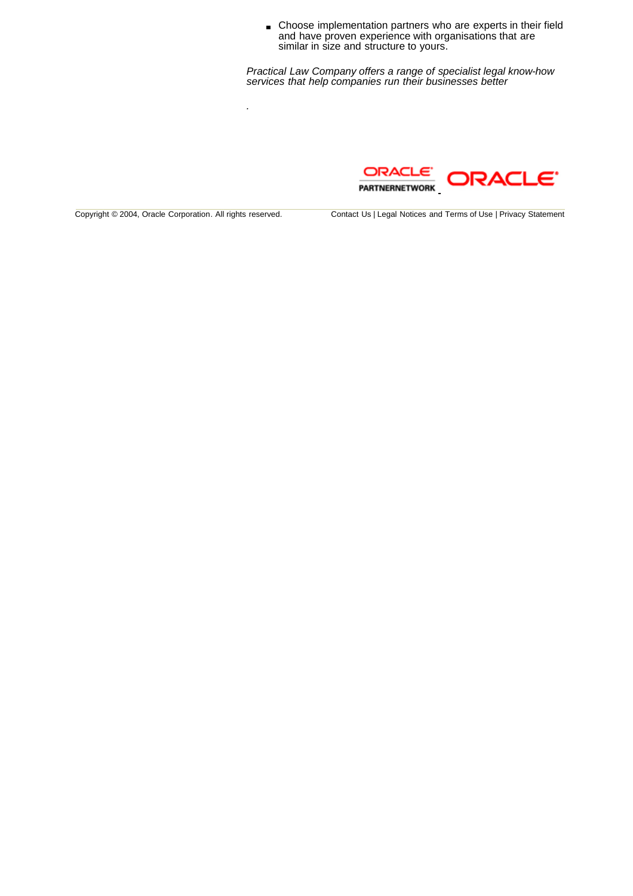- Choose implementation partners who are experts in their field and have proven experience with organisations that are similar in size and structure to yours.

*Practical Law Company offers a range of specialist legal know-how services that help companies run their businesses better*

.

Copyright © 2004, Oracle Corporation. All rights reserved.

Contact Us | Legal Notices and Terms of Use | Privacy Statement